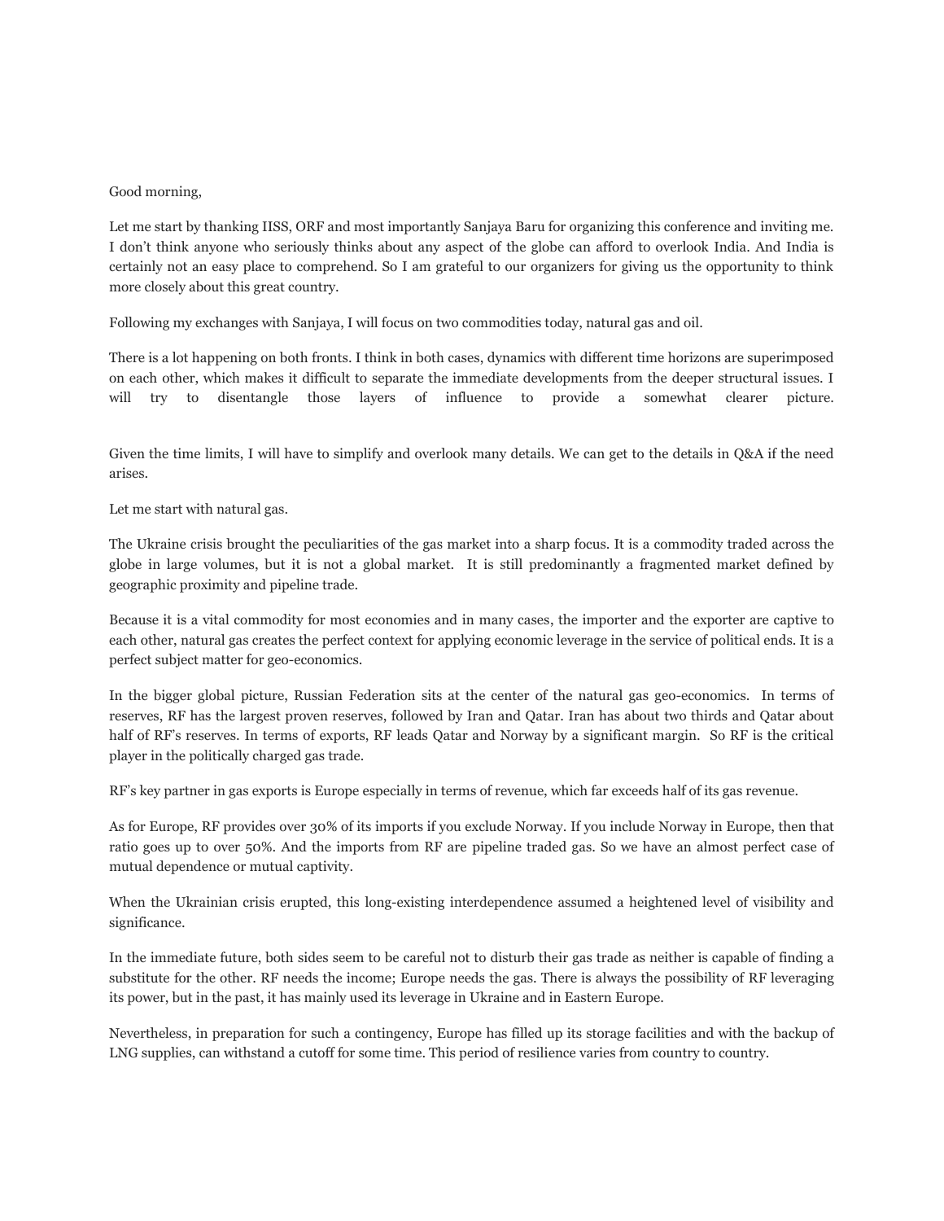Good morning,

Let me start by thanking IISS, ORF and most importantly Sanjaya Baru for organizing this conference and inviting me. I don't think anyone who seriously thinks about any aspect of the globe can afford to overlook India. And India is certainly not an easy place to comprehend. So I am grateful to our organizers for giving us the opportunity to think more closely about this great country.

Following my exchanges with Sanjaya, I will focus on two commodities today, natural gas and oil.

There is a lot happening on both fronts. I think in both cases, dynamics with different time horizons are superimposed on each other, which makes it difficult to separate the immediate developments from the deeper structural issues. I will try to disentangle those layers of influence to provide a somewhat clearer picture.

Given the time limits, I will have to simplify and overlook many details. We can get to the details in Q&A if the need arises.

Let me start with natural gas.

The Ukraine crisis brought the peculiarities of the gas market into a sharp focus. It is a commodity traded across the globe in large volumes, but it is not a global market. It is still predominantly a fragmented market defined by geographic proximity and pipeline trade.

Because it is a vital commodity for most economies and in many cases, the importer and the exporter are captive to each other, natural gas creates the perfect context for applying economic leverage in the service of political ends. It is a perfect subject matter for geo-economics.

In the bigger global picture, Russian Federation sits at the center of the natural gas geo-economics. In terms of reserves, RF has the largest proven reserves, followed by Iran and Qatar. Iran has about two thirds and Qatar about half of RF's reserves. In terms of exports, RF leads Qatar and Norway by a significant margin. So RF is the critical player in the politically charged gas trade.

RF's key partner in gas exports is Europe especially in terms of revenue, which far exceeds half of its gas revenue.

As for Europe, RF provides over 30% of its imports if you exclude Norway. If you include Norway in Europe, then that ratio goes up to over 50%. And the imports from RF are pipeline traded gas. So we have an almost perfect case of mutual dependence or mutual captivity.

When the Ukrainian crisis erupted, this long-existing interdependence assumed a heightened level of visibility and significance.

In the immediate future, both sides seem to be careful not to disturb their gas trade as neither is capable of finding a substitute for the other. RF needs the income; Europe needs the gas. There is always the possibility of RF leveraging its power, but in the past, it has mainly used its leverage in Ukraine and in Eastern Europe.

Nevertheless, in preparation for such a contingency, Europe has filled up its storage facilities and with the backup of LNG supplies, can withstand a cutoff for some time. This period of resilience varies from country to country.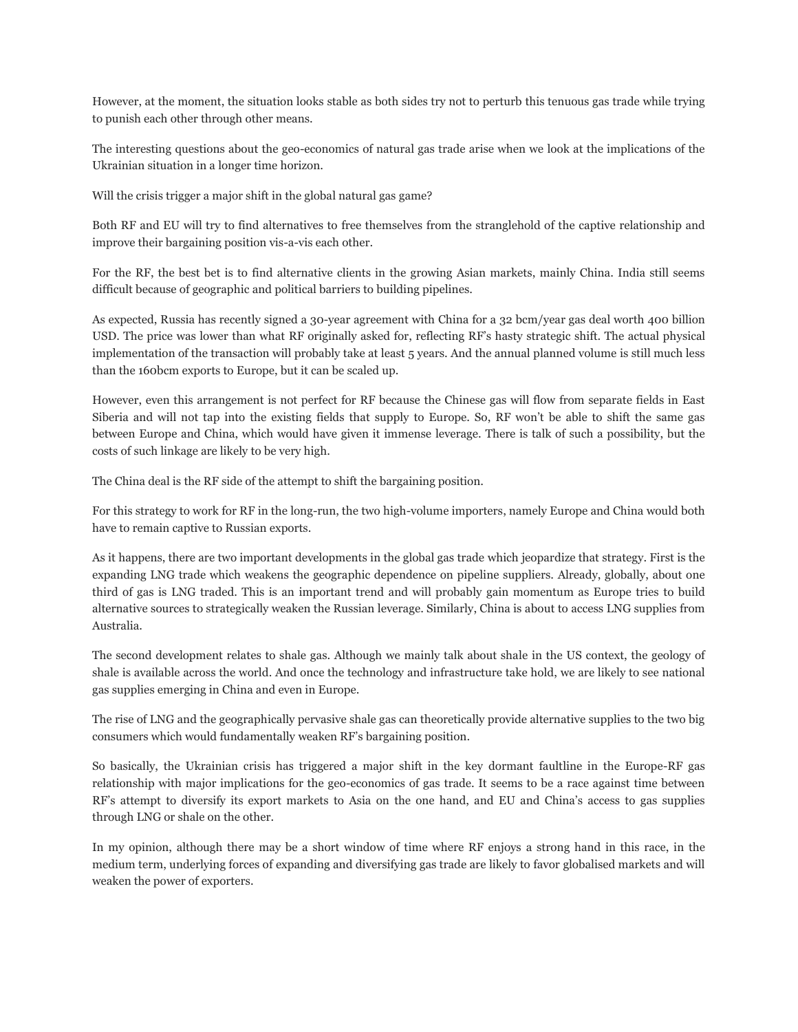However, at the moment, the situation looks stable as both sides try not to perturb this tenuous gas trade while trying to punish each other through other means.

The interesting questions about the geo-economics of natural gas trade arise when we look at the implications of the Ukrainian situation in a longer time horizon.

Will the crisis trigger a major shift in the global natural gas game?

Both RF and EU will try to find alternatives to free themselves from the stranglehold of the captive relationship and improve their bargaining position vis-a-vis each other.

For the RF, the best bet is to find alternative clients in the growing Asian markets, mainly China. India still seems difficult because of geographic and political barriers to building pipelines.

As expected, Russia has recently signed a 30-year agreement with China for a 32 bcm/year gas deal worth 400 billion USD. The price was lower than what RF originally asked for, reflecting RF's hasty strategic shift. The actual physical implementation of the transaction will probably take at least 5 years. And the annual planned volume is still much less than the 160bcm exports to Europe, but it can be scaled up.

However, even this arrangement is not perfect for RF because the Chinese gas will flow from separate fields in East Siberia and will not tap into the existing fields that supply to Europe. So, RF won't be able to shift the same gas between Europe and China, which would have given it immense leverage. There is talk of such a possibility, but the costs of such linkage are likely to be very high.

The China deal is the RF side of the attempt to shift the bargaining position.

For this strategy to work for RF in the long-run, the two high-volume importers, namely Europe and China would both have to remain captive to Russian exports.

As it happens, there are two important developments in the global gas trade which jeopardize that strategy. First is the expanding LNG trade which weakens the geographic dependence on pipeline suppliers. Already, globally, about one third of gas is LNG traded. This is an important trend and will probably gain momentum as Europe tries to build alternative sources to strategically weaken the Russian leverage. Similarly, China is about to access LNG supplies from Australia.

The second development relates to shale gas. Although we mainly talk about shale in the US context, the geology of shale is available across the world. And once the technology and infrastructure take hold, we are likely to see national gas supplies emerging in China and even in Europe.

The rise of LNG and the geographically pervasive shale gas can theoretically provide alternative supplies to the two big consumers which would fundamentally weaken RF's bargaining position.

So basically, the Ukrainian crisis has triggered a major shift in the key dormant faultline in the Europe-RF gas relationship with major implications for the geo-economics of gas trade. It seems to be a race against time between RF's attempt to diversify its export markets to Asia on the one hand, and EU and China's access to gas supplies through LNG or shale on the other.

In my opinion, although there may be a short window of time where RF enjoys a strong hand in this race, in the medium term, underlying forces of expanding and diversifying gas trade are likely to favor globalised markets and will weaken the power of exporters.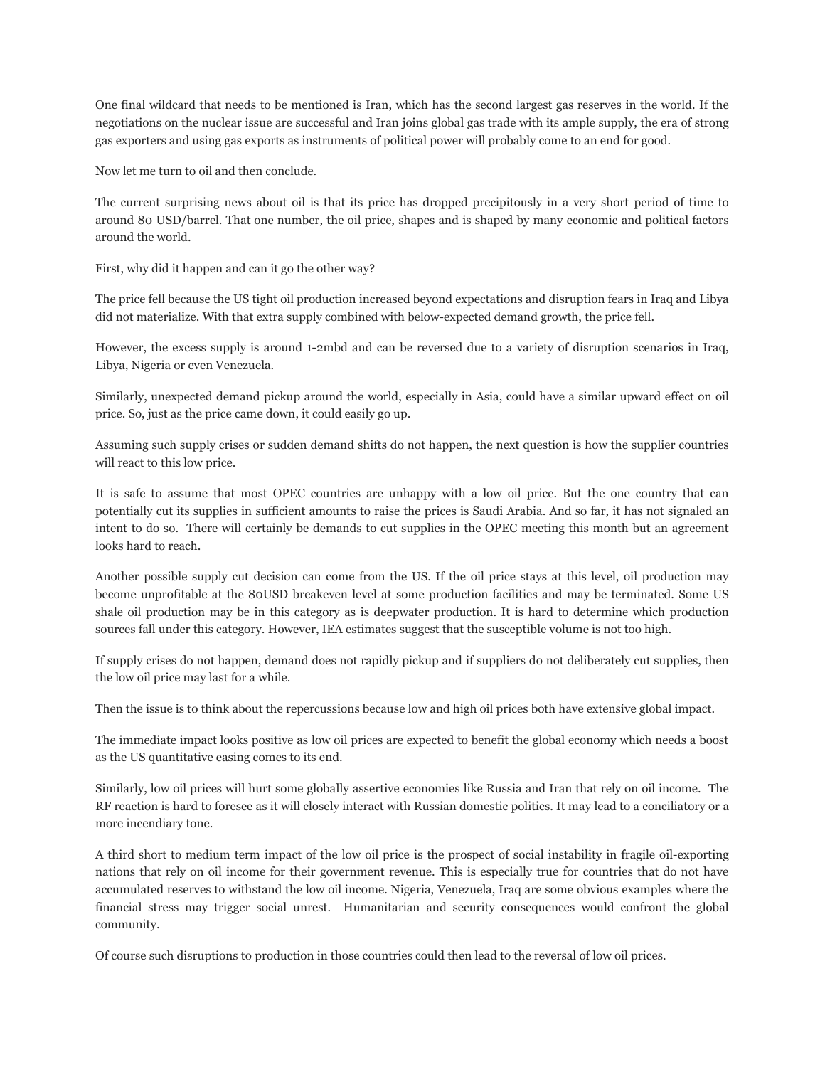One final wildcard that needs to be mentioned is Iran, which has the second largest gas reserves in the world. If the negotiations on the nuclear issue are successful and Iran joins global gas trade with its ample supply, the era of strong gas exporters and using gas exports as instruments of political power will probably come to an end for good.

Now let me turn to oil and then conclude.

The current surprising news about oil is that its price has dropped precipitously in a very short period of time to around 80 USD/barrel. That one number, the oil price, shapes and is shaped by many economic and political factors around the world.

First, why did it happen and can it go the other way?

The price fell because the US tight oil production increased beyond expectations and disruption fears in Iraq and Libya did not materialize. With that extra supply combined with below-expected demand growth, the price fell.

However, the excess supply is around 1-2mbd and can be reversed due to a variety of disruption scenarios in Iraq, Libya, Nigeria or even Venezuela.

Similarly, unexpected demand pickup around the world, especially in Asia, could have a similar upward effect on oil price. So, just as the price came down, it could easily go up.

Assuming such supply crises or sudden demand shifts do not happen, the next question is how the supplier countries will react to this low price.

It is safe to assume that most OPEC countries are unhappy with a low oil price. But the one country that can potentially cut its supplies in sufficient amounts to raise the prices is Saudi Arabia. And so far, it has not signaled an intent to do so. There will certainly be demands to cut supplies in the OPEC meeting this month but an agreement looks hard to reach.

Another possible supply cut decision can come from the US. If the oil price stays at this level, oil production may become unprofitable at the 80USD breakeven level at some production facilities and may be terminated. Some US shale oil production may be in this category as is deepwater production. It is hard to determine which production sources fall under this category. However, IEA estimates suggest that the susceptible volume is not too high.

If supply crises do not happen, demand does not rapidly pickup and if suppliers do not deliberately cut supplies, then the low oil price may last for a while.

Then the issue is to think about the repercussions because low and high oil prices both have extensive global impact.

The immediate impact looks positive as low oil prices are expected to benefit the global economy which needs a boost as the US quantitative easing comes to its end.

Similarly, low oil prices will hurt some globally assertive economies like Russia and Iran that rely on oil income. The RF reaction is hard to foresee as it will closely interact with Russian domestic politics. It may lead to a conciliatory or a more incendiary tone.

A third short to medium term impact of the low oil price is the prospect of social instability in fragile oil-exporting nations that rely on oil income for their government revenue. This is especially true for countries that do not have accumulated reserves to withstand the low oil income. Nigeria, Venezuela, Iraq are some obvious examples where the financial stress may trigger social unrest. Humanitarian and security consequences would confront the global community.

Of course such disruptions to production in those countries could then lead to the reversal of low oil prices.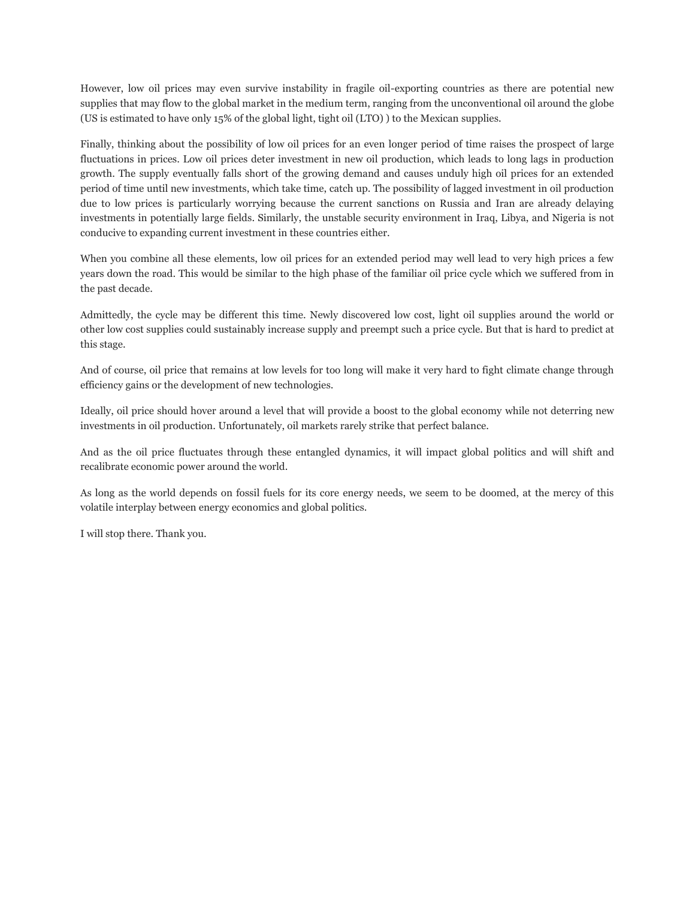However, low oil prices may even survive instability in fragile oil-exporting countries as there are potential new supplies that may flow to the global market in the medium term, ranging from the unconventional oil around the globe (US is estimated to have only 15% of the global light, tight oil (LTO) ) to the Mexican supplies.

Finally, thinking about the possibility of low oil prices for an even longer period of time raises the prospect of large fluctuations in prices. Low oil prices deter investment in new oil production, which leads to long lags in production growth. The supply eventually falls short of the growing demand and causes unduly high oil prices for an extended period of time until new investments, which take time, catch up. The possibility of lagged investment in oil production due to low prices is particularly worrying because the current sanctions on Russia and Iran are already delaying investments in potentially large fields. Similarly, the unstable security environment in Iraq, Libya, and Nigeria is not conducive to expanding current investment in these countries either.

When you combine all these elements, low oil prices for an extended period may well lead to very high prices a few years down the road. This would be similar to the high phase of the familiar oil price cycle which we suffered from in the past decade.

Admittedly, the cycle may be different this time. Newly discovered low cost, light oil supplies around the world or other low cost supplies could sustainably increase supply and preempt such a price cycle. But that is hard to predict at this stage.

And of course, oil price that remains at low levels for too long will make it very hard to fight climate change through efficiency gains or the development of new technologies.

Ideally, oil price should hover around a level that will provide a boost to the global economy while not deterring new investments in oil production. Unfortunately, oil markets rarely strike that perfect balance.

And as the oil price fluctuates through these entangled dynamics, it will impact global politics and will shift and recalibrate economic power around the world.

As long as the world depends on fossil fuels for its core energy needs, we seem to be doomed, at the mercy of this volatile interplay between energy economics and global politics.

I will stop there. Thank you.